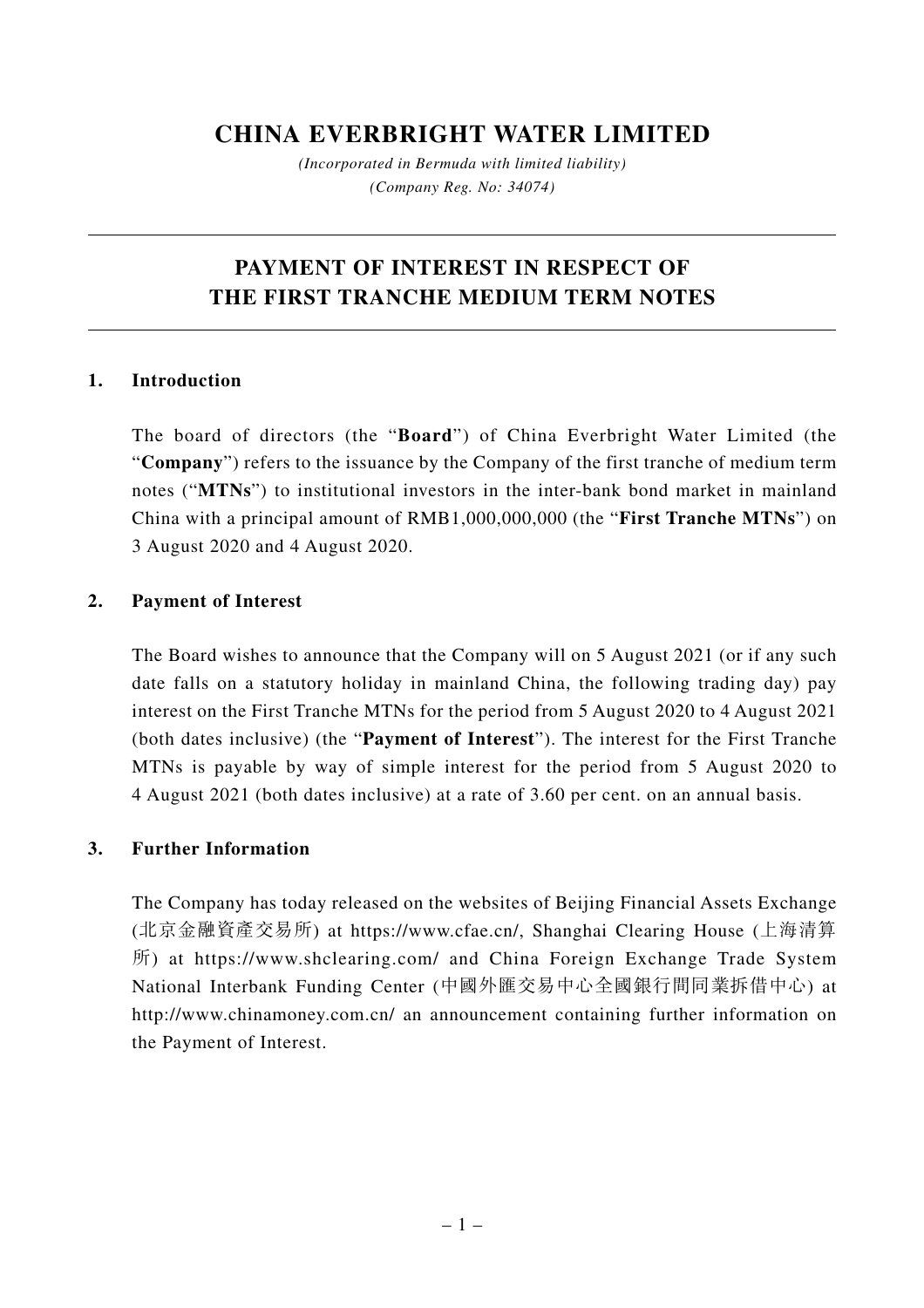# CHINA EVERBRIGHT WATER LIMITED

*(Incorporated in Bermuda with limited liability)*
*(Company Reg. No: 34074)*

---

## PAYMENT OF INTEREST IN RESPECT OF THE FIRST TRANCHE MEDIUM TERM NOTES

---

### 1. Introduction

The board of directors (the "**Board**") of China Everbright Water Limited (the "**Company**") refers to the issuance by the Company of the first tranche of medium term notes ("**MTNs**") to institutional investors in the inter-bank bond market in mainland China with a principal amount of RMB1,000,000,000 (the "**First Tranche MTNs**") on 3 August 2020 and 4 August 2020.

### 2. Payment of Interest

The Board wishes to announce that the Company will on 5 August 2021 (or if any such date falls on a statutory holiday in mainland China, the following trading day) pay interest on the First Tranche MTNs for the period from 5 August 2020 to 4 August 2021 (both dates inclusive) (the "**Payment of Interest**"). The interest for the First Tranche MTNs is payable by way of simple interest for the period from 5 August 2020 to 4 August 2021 (both dates inclusive) at a rate of 3.60 per cent. on an annual basis.

### 3. Further Information

The Company has today released on the websites of Beijing Financial Assets Exchange (北京金融資產交易所) at https://www.cfae.cn/, Shanghai Clearing House (上海清算所) at https://www.shclearing.com/ and China Foreign Exchange Trade System National Interbank Funding Center (中國外匯交易中心全國銀行間同業拆借中心) at http://www.chinamoney.com.cn/ an announcement containing further information on the Payment of Interest.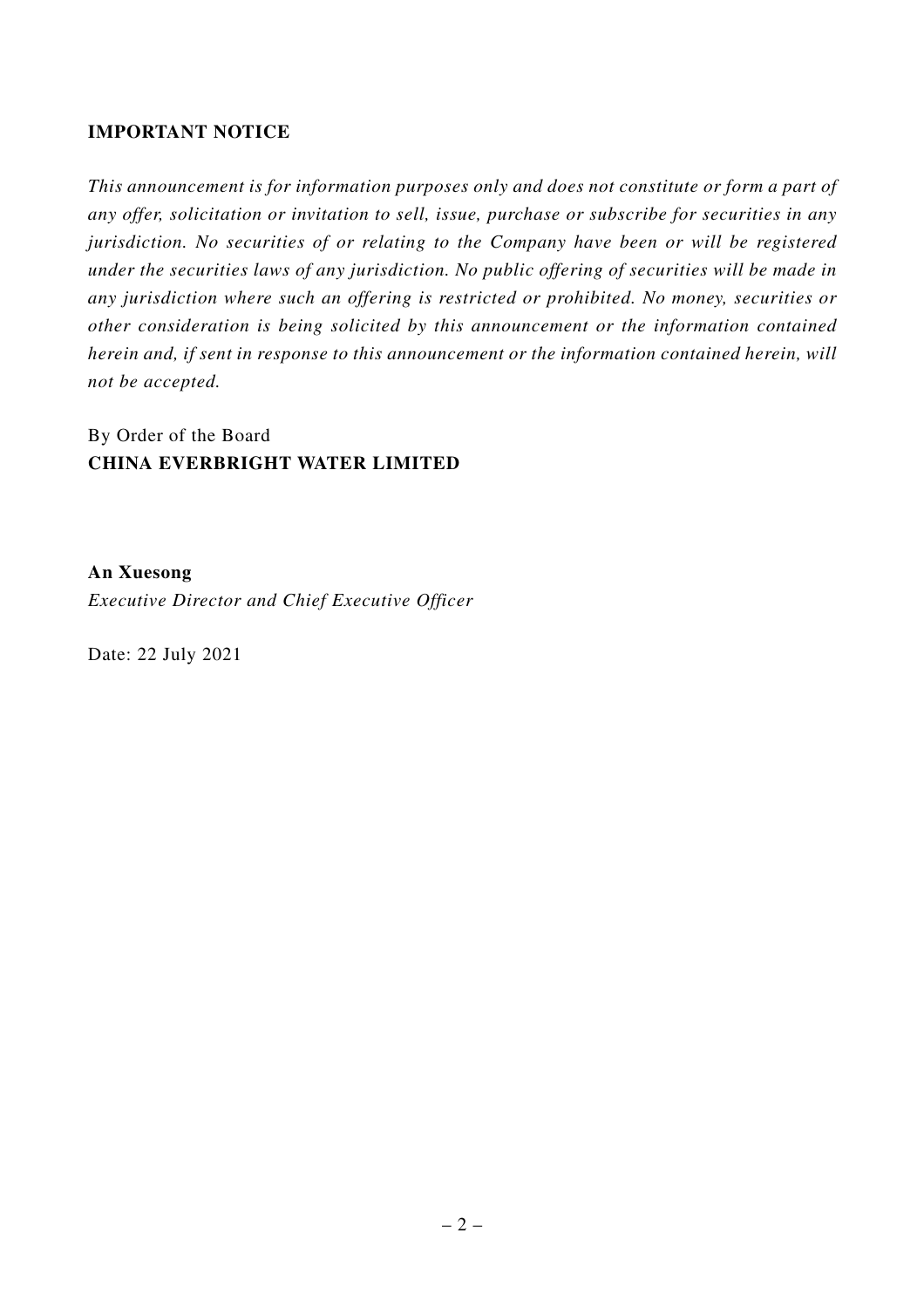**IMPORTANT NOTICE**

*This announcement is for information purposes only and does not constitute or form a part of any offer, solicitation or invitation to sell, issue, purchase or subscribe for securities in any jurisdiction. No securities of or relating to the Company have been or will be registered under the securities laws of any jurisdiction. No public offering of securities will be made in any jurisdiction where such an offering is restricted or prohibited. No money, securities or other consideration is being solicited by this announcement or the information contained herein and, if sent in response to this announcement or the information contained herein, will not be accepted.*

By Order of the Board
**CHINA EVERBRIGHT WATER LIMITED**

**An Xuesong**
*Executive Director and Chief Executive Officer*

Date: 22 July 2021